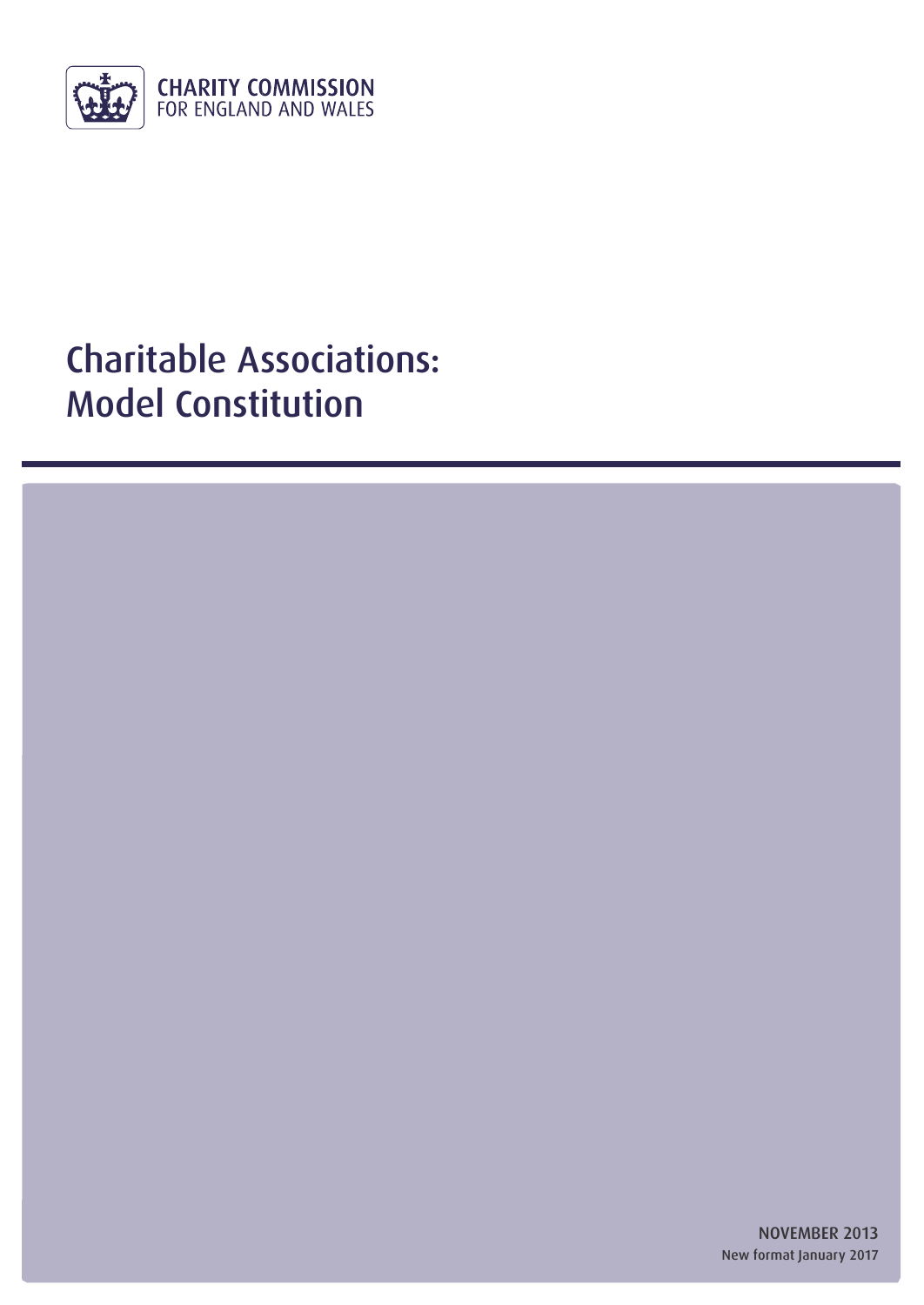CHARITY COMMISSION
FOR ENGLAND AND WALES

# Charitable Associations: Model Constitution

NOVEMBER 2013
New format January 2017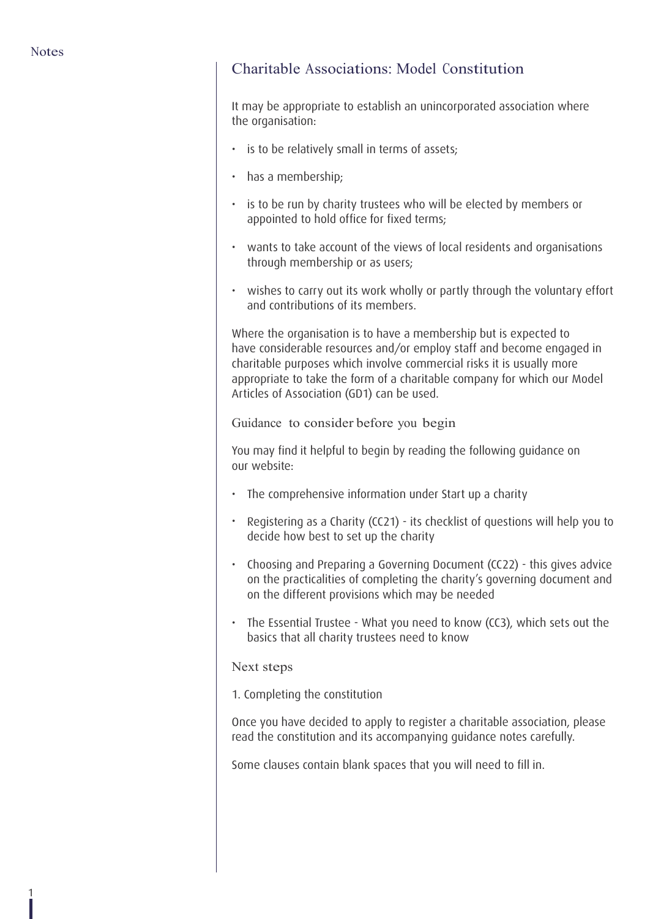Notes

# Charitable Associations: Model Constitution

It may be appropriate to establish an unincorporated association where the organisation:

- is to be relatively small in terms of assets;
- has a membership;
- is to be run by charity trustees who will be elected by members or appointed to hold office for fixed terms;
- wants to take account of the views of local residents and organisations through membership or as users;
- wishes to carry out its work wholly or partly through the voluntary effort and contributions of its members.

Where the organisation is to have a membership but is expected to have considerable resources and/or employ staff and become engaged in charitable purposes which involve commercial risks it is usually more appropriate to take the form of a charitable company for which our Model Articles of Association (GD1) can be used.

## Guidance to consider before you begin

You may find it helpful to begin by reading the following guidance on our website:

- The comprehensive information under Start up a charity
- Registering as a Charity (CC21) - its checklist of questions will help you to decide how best to set up the charity
- Choosing and Preparing a Governing Document (CC22) - this gives advice on the practicalities of completing the charity's governing document and on the different provisions which may be needed
- The Essential Trustee - What you need to know (CC3), which sets out the basics that all charity trustees need to know

## Next steps

1. Completing the constitution

Once you have decided to apply to register a charitable association, please read the constitution and its accompanying guidance notes carefully.

Some clauses contain blank spaces that you will need to fill in.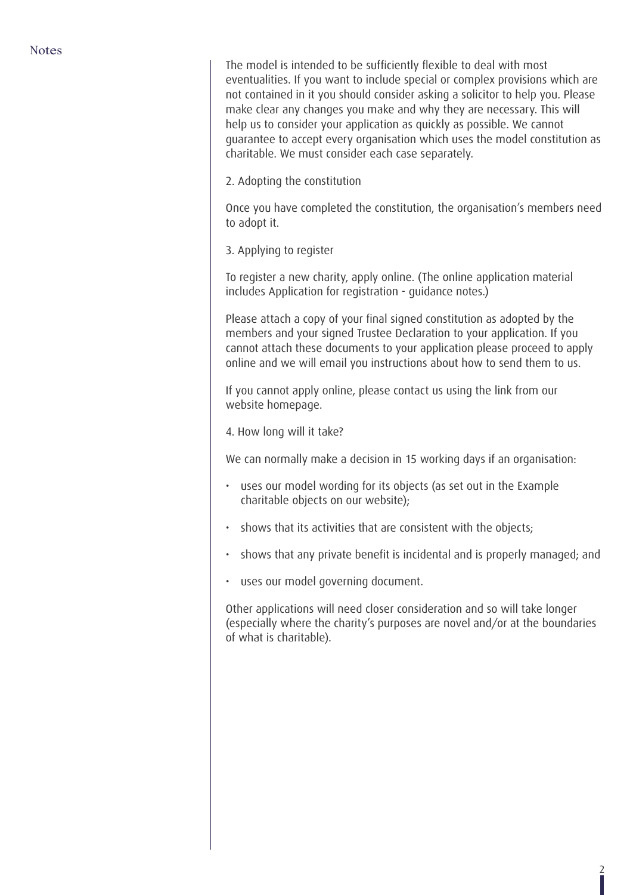Notes

The model is intended to be sufficiently flexible to deal with most eventualities. If you want to include special or complex provisions which are not contained in it you should consider asking a solicitor to help you. Please make clear any changes you make and why they are necessary. This will help us to consider your application as quickly as possible. We cannot guarantee to accept every organisation which uses the model constitution as charitable. We must consider each case separately.

2. Adopting the constitution

Once you have completed the constitution, the organisation's members need to adopt it.

3. Applying to register

To register a new charity, apply online. (The online application material includes Application for registration - guidance notes.)

Please attach a copy of your final signed constitution as adopted by the members and your signed Trustee Declaration to your application. If you cannot attach these documents to your application please proceed to apply online and we will email you instructions about how to send them to us.

If you cannot apply online, please contact us using the link from our website homepage.

4. How long will it take?

We can normally make a decision in 15 working days if an organisation:

- uses our model wording for its objects (as set out in the Example charitable objects on our website);
- shows that its activities that are consistent with the objects;
- shows that any private benefit is incidental and is properly managed; and
- uses our model governing document.

Other applications will need closer consideration and so will take longer (especially where the charity's purposes are novel and/or at the boundaries of what is charitable).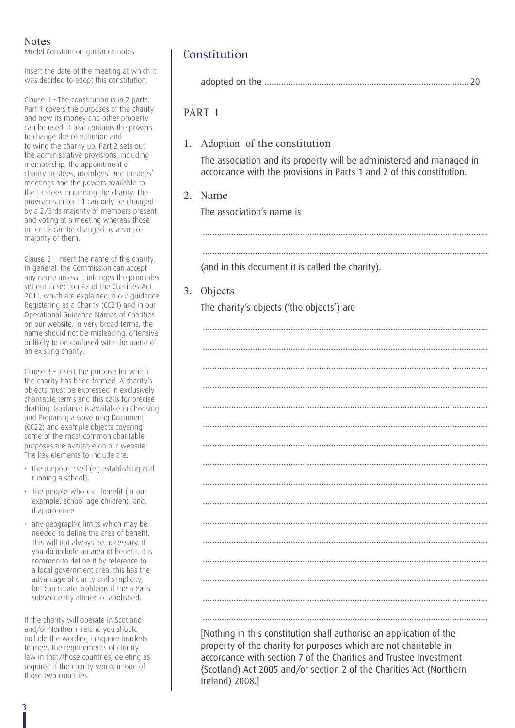## Notes

Model Constitution guidance notes

Insert the date of the meeting at which it was decided to adopt this constitution.

Clause 1 - The constitution is in 2 parts. Part 1 covers the purposes of the charity and how its money and other property can be used. It also contains the powers to change the constitution and to wind the charity up. Part 2 sets out the administrative provisions, including membership, the appointment of charity trustees, members' and trustees' meetings and the powers available to the trustees in running the charity. The provisions in part 1 can only be changed by a 2/3rds majority of members present and voting at a meeting whereas those in part 2 can be changed by a simple majority of them.

Clause 2 - Insert the name of the charity. In general, the Commission can accept any name unless it infringes the principles set out in section 42 of the Charities Act 2011, which are explained in our guidance Registering as a Charity (CC21) and in our Operational Guidance Names of Charities on our website. In very broad terms, the name should not be misleading, offensive or likely to be confused with the name of an existing charity.

Clause 3 - Insert the purpose for which the charity has been formed. A charity's objects must be expressed in exclusively charitable terms and this calls for precise drafting. Guidance is available in Choosing and Preparing a Governing Document (CC22) and example objects covering some of the most common charitable purposes are available on our website. The key elements to include are:

- the purpose itself (eg establishing and running a school);
- the people who can benefit (in our example, school age children); and, if appropriate
- any geographic limits which may be needed to define the area of benefit. This will not always be necessary. If you do include an area of benefit, it is common to define it by reference to a local government area: this has the advantage of clarity and simplicity, but can create problems if the area is subsequently altered or abolished.

If the charity will operate in Scotland and/or Northern Ireland you should include the wording in square brackets to meet the requirements of charity law in that/those countries, deleting as required if the charity works in one of those two countries.

# Constitution

adopted on the .................................................................................... 20

## PART 1

### 1. Adoption of the constitution

The association and its property will be administered and managed in accordance with the provisions in Parts 1 and 2 of this constitution.

### 2. Name

The association's name is

.....................................................................................................................

.....................................................................................................................

(and in this document it is called the charity).

### 3. Objects

The charity's objects ('the objects') are

.....................................................................................................................

.....................................................................................................................

.....................................................................................................................

.....................................................................................................................

.....................................................................................................................

.....................................................................................................................

.....................................................................................................................

.....................................................................................................................

.....................................................................................................................

.....................................................................................................................

.....................................................................................................................

.....................................................................................................................

.....................................................................................................................

.....................................................................................................................

.....................................................................................................................

.....................................................................................................................

[Nothing in this constitution shall authorise an application of the property of the charity for purposes which are not charitable in accordance with section 7 of the Charities and Trustee Investment (Scotland) Act 2005 and/or section 2 of the Charities Act (Northern Ireland) 2008.]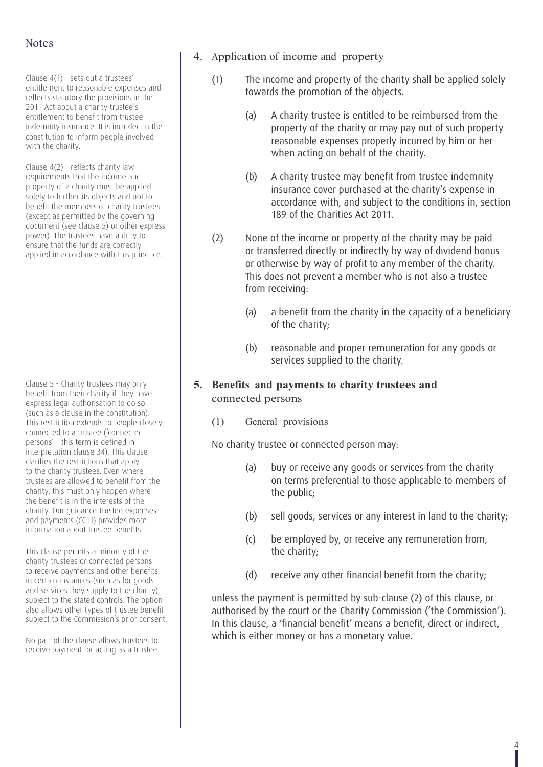## Notes

Clause 4(1) - sets out a trustees' entitlement to reasonable expenses and reflects statutory the provisions in the 2011 Act about a charity trustee's entitlement to benefit from trustee indemnity insurance. It is included in the constitution to inform people involved with the charity.

Clause 4(2) - reflects charity law requirements that the income and property of a charity must be applied solely to further its objects and not to benefit the members or charity trustees (except as permitted by the governing document (see clause 5) or other express power). The trustees have a duty to ensure that the funds are correctly applied in accordance with this principle.

Clause 5 - Charity trustees may only benefit from their charity if they have express legal authorisation to do so (such as a clause in the constitution). This restriction extends to people closely connected to a trustee ('connected persons' - this term is defined in interpretation clause 34). This clause clarifies the restrictions that apply to the charity trustees. Even where trustees are allowed to benefit from the charity, this must only happen where the benefit is in the interests of the charity. Our guidance Trustee expenses and payments (CC11) provides more information about trustee benefits.

This clause permits a minority of the charity trustees or connected persons to receive payments and other benefits in certain instances (such as for goods and services they supply to the charity), subject to the stated controls. The option also allows other types of trustee benefit subject to the Commission's prior consent.

No part of the clause allows trustees to receive payment for acting as a trustee.

## 4. Application of income and property

(1) The income and property of the charity shall be applied solely towards the promotion of the objects.

- (a) A charity trustee is entitled to be reimbursed from the property of the charity or may pay out of such property reasonable expenses properly incurred by him or her when acting on behalf of the charity.
- (b) A charity trustee may benefit from trustee indemnity insurance cover purchased at the charity's expense in accordance with, and subject to the conditions in, section 189 of the Charities Act 2011.

(2) None of the income or property of the charity may be paid or transferred directly or indirectly by way of dividend bonus or otherwise by way of profit to any member of the charity. This does not prevent a member who is not also a trustee from receiving:

- (a) a benefit from the charity in the capacity of a beneficiary of the charity;
- (b) reasonable and proper remuneration for any goods or services supplied to the charity.

## 5. Benefits and payments to charity trustees and connected persons

(1) General provisions

No charity trustee or connected person may:

- (a) buy or receive any goods or services from the charity on terms preferential to those applicable to members of the public;
- (b) sell goods, services or any interest in land to the charity;
- (c) be employed by, or receive any remuneration from, the charity;
- (d) receive any other financial benefit from the charity;

unless the payment is permitted by sub-clause (2) of this clause, or authorised by the court or the Charity Commission ('the Commission'). In this clause, a 'financial benefit' means a benefit, direct or indirect, which is either money or has a monetary value.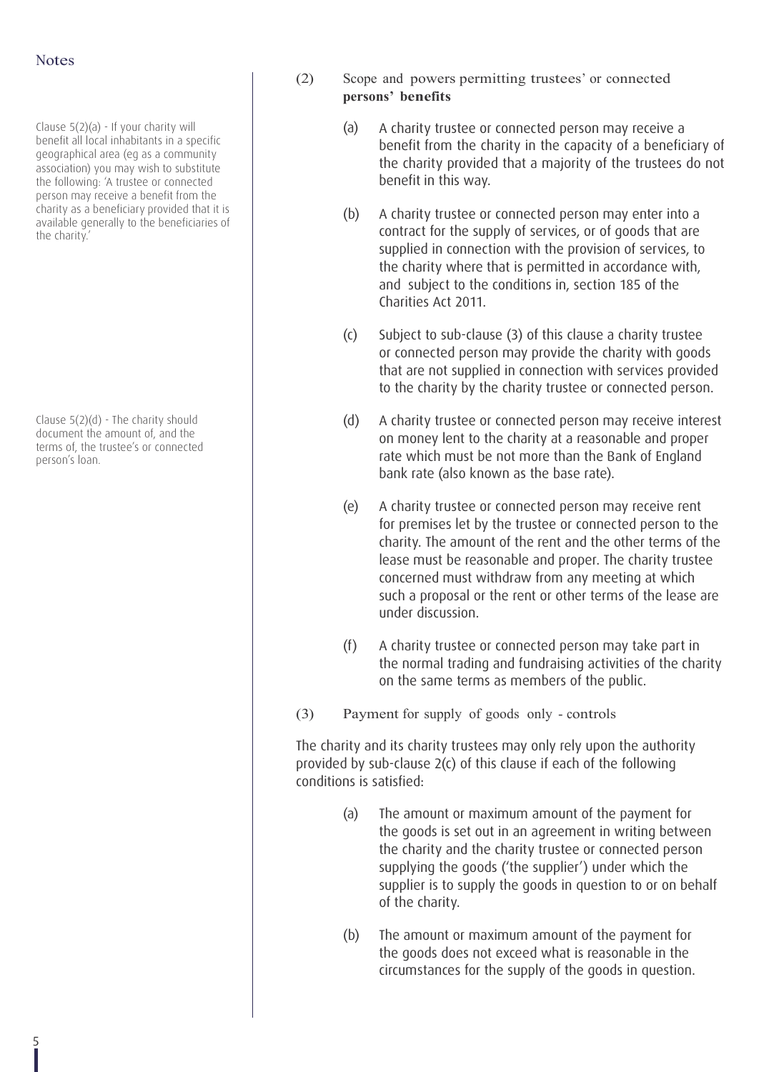Notes

Clause 5(2)(a) - If your charity will benefit all local inhabitants in a specific geographical area (eg as a community association) you may wish to substitute the following: 'A trustee or connected person may receive a benefit from the charity as a beneficiary provided that it is available generally to the beneficiaries of the charity.'

Clause 5(2)(d) - The charity should document the amount of, and the terms of, the trustee's or connected person's loan.

(2) Scope and powers permitting trustees' or connected **persons' benefits**

(a) A charity trustee or connected person may receive a benefit from the charity in the capacity of a beneficiary of the charity provided that a majority of the trustees do not benefit in this way.

(b) A charity trustee or connected person may enter into a contract for the supply of services, or of goods that are supplied in connection with the provision of services, to the charity where that is permitted in accordance with, and subject to the conditions in, section 185 of the Charities Act 2011.

(c) Subject to sub-clause (3) of this clause a charity trustee or connected person may provide the charity with goods that are not supplied in connection with services provided to the charity by the charity trustee or connected person.

(d) A charity trustee or connected person may receive interest on money lent to the charity at a reasonable and proper rate which must be not more than the Bank of England bank rate (also known as the base rate).

(e) A charity trustee or connected person may receive rent for premises let by the trustee or connected person to the charity. The amount of the rent and the other terms of the lease must be reasonable and proper. The charity trustee concerned must withdraw from any meeting at which such a proposal or the rent or other terms of the lease are under discussion.

(f) A charity trustee or connected person may take part in the normal trading and fundraising activities of the charity on the same terms as members of the public.

(3) Payment for supply of goods only - controls

The charity and its charity trustees may only rely upon the authority provided by sub-clause 2(c) of this clause if each of the following conditions is satisfied:

(a) The amount or maximum amount of the payment for the goods is set out in an agreement in writing between the charity and the charity trustee or connected person supplying the goods ('the supplier') under which the supplier is to supply the goods in question to or on behalf of the charity.

(b) The amount or maximum amount of the payment for the goods does not exceed what is reasonable in the circumstances for the supply of the goods in question.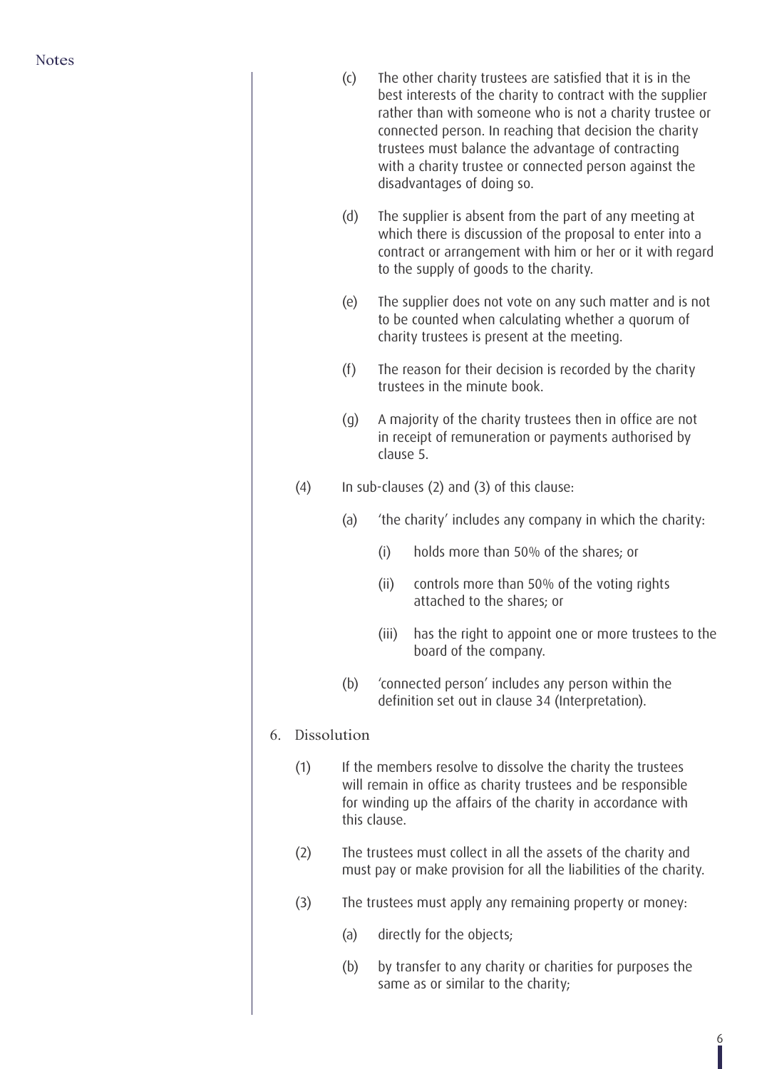Notes

(c) The other charity trustees are satisfied that it is in the best interests of the charity to contract with the supplier rather than with someone who is not a charity trustee or connected person. In reaching that decision the charity trustees must balance the advantage of contracting with a charity trustee or connected person against the disadvantages of doing so.

(d) The supplier is absent from the part of any meeting at which there is discussion of the proposal to enter into a contract or arrangement with him or her or it with regard to the supply of goods to the charity.

(e) The supplier does not vote on any such matter and is not to be counted when calculating whether a quorum of charity trustees is present at the meeting.

(f) The reason for their decision is recorded by the charity trustees in the minute book.

(g) A majority of the charity trustees then in office are not in receipt of remuneration or payments authorised by clause 5.

(4) In sub-clauses (2) and (3) of this clause:

(a) 'the charity' includes any company in which the charity:

(i) holds more than 50% of the shares; or

(ii) controls more than 50% of the voting rights attached to the shares; or

(iii) has the right to appoint one or more trustees to the board of the company.

(b) 'connected person' includes any person within the definition set out in clause 34 (Interpretation).

## 6. Dissolution

(1) If the members resolve to dissolve the charity the trustees will remain in office as charity trustees and be responsible for winding up the affairs of the charity in accordance with this clause.

(2) The trustees must collect in all the assets of the charity and must pay or make provision for all the liabilities of the charity.

(3) The trustees must apply any remaining property or money:

(a) directly for the objects;

(b) by transfer to any charity or charities for purposes the same as or similar to the charity;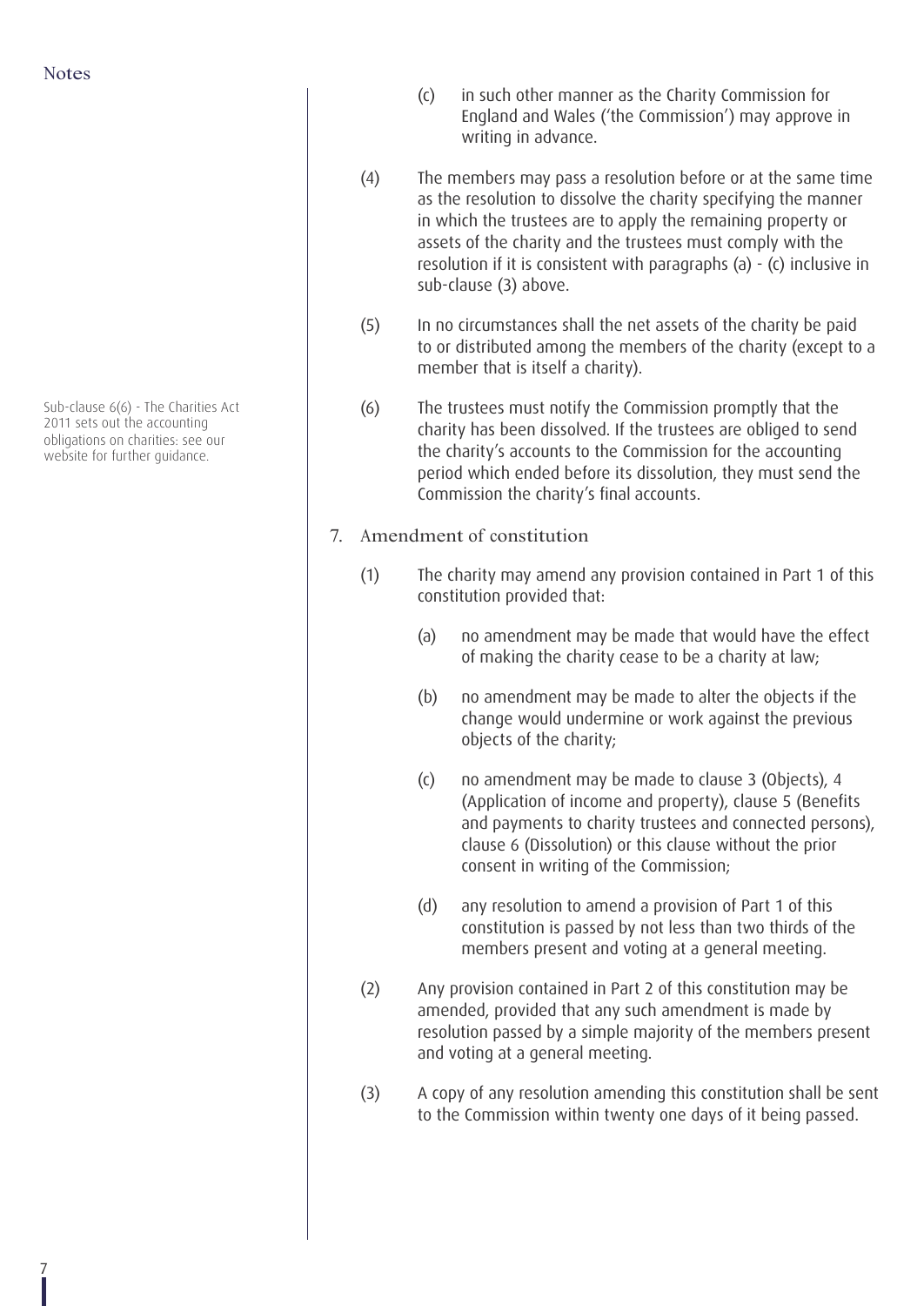Notes

Sub-clause 6(6) - The Charities Act 2011 sets out the accounting obligations on charities: see our website for further guidance.

(c) in such other manner as the Charity Commission for England and Wales ('the Commission') may approve in writing in advance.

(4) The members may pass a resolution before or at the same time as the resolution to dissolve the charity specifying the manner in which the trustees are to apply the remaining property or assets of the charity and the trustees must comply with the resolution if it is consistent with paragraphs (a) - (c) inclusive in sub-clause (3) above.

(5) In no circumstances shall the net assets of the charity be paid to or distributed among the members of the charity (except to a member that is itself a charity).

(6) The trustees must notify the Commission promptly that the charity has been dissolved. If the trustees are obliged to send the charity's accounts to the Commission for the accounting period which ended before its dissolution, they must send the Commission the charity's final accounts.

## 7. Amendment of constitution

(1) The charity may amend any provision contained in Part 1 of this constitution provided that:

(a) no amendment may be made that would have the effect of making the charity cease to be a charity at law;

(b) no amendment may be made to alter the objects if the change would undermine or work against the previous objects of the charity;

(c) no amendment may be made to clause 3 (Objects), 4 (Application of income and property), clause 5 (Benefits and payments to charity trustees and connected persons), clause 6 (Dissolution) or this clause without the prior consent in writing of the Commission;

(d) any resolution to amend a provision of Part 1 of this constitution is passed by not less than two thirds of the members present and voting at a general meeting.

(2) Any provision contained in Part 2 of this constitution may be amended, provided that any such amendment is made by resolution passed by a simple majority of the members present and voting at a general meeting.

(3) A copy of any resolution amending this constitution shall be sent to the Commission within twenty one days of it being passed.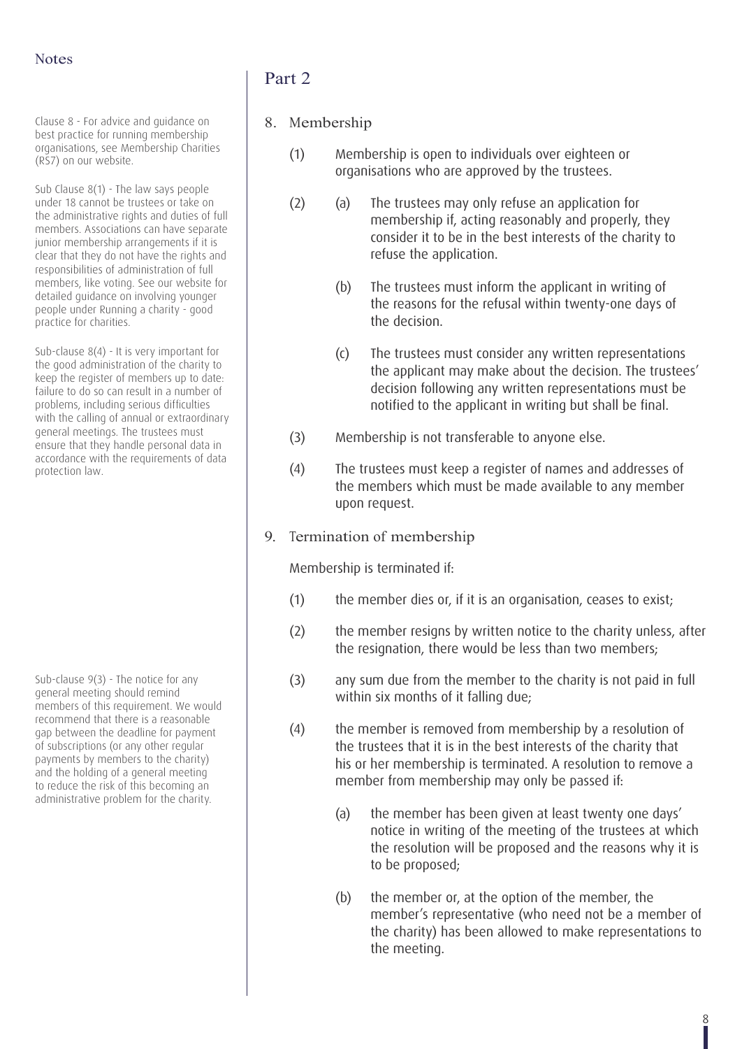## Notes

Clause 8 - For advice and guidance on best practice for running membership organisations, see Membership Charities (RS7) on our website.

Sub Clause 8(1) - The law says people under 18 cannot be trustees or take on the administrative rights and duties of full members. Associations can have separate junior membership arrangements if it is clear that they do not have the rights and responsibilities of administration of full members, like voting. See our website for detailed guidance on involving younger people under Running a charity - good practice for charities.

Sub-clause 8(4) - It is very important for the good administration of the charity to keep the register of members up to date: failure to do so can result in a number of problems, including serious difficulties with the calling of annual or extraordinary general meetings. The trustees must ensure that they handle personal data in accordance with the requirements of data protection law.

Sub-clause 9(3) - The notice for any general meeting should remind members of this requirement. We would recommend that there is a reasonable gap between the deadline for payment of subscriptions (or any other regular payments by members to the charity) and the holding of a general meeting to reduce the risk of this becoming an administrative problem for the charity.

# Part 2

## 8. Membership

(1) Membership is open to individuals over eighteen or organisations who are approved by the trustees.

(2) (a) The trustees may only refuse an application for membership if, acting reasonably and properly, they consider it to be in the best interests of the charity to refuse the application.

(b) The trustees must inform the applicant in writing of the reasons for the refusal within twenty-one days of the decision.

(c) The trustees must consider any written representations the applicant may make about the decision. The trustees' decision following any written representations must be notified to the applicant in writing but shall be final.

(3) Membership is not transferable to anyone else.

(4) The trustees must keep a register of names and addresses of the members which must be made available to any member upon request.

## 9. Termination of membership

Membership is terminated if:

(1) the member dies or, if it is an organisation, ceases to exist;

(2) the member resigns by written notice to the charity unless, after the resignation, there would be less than two members;

(3) any sum due from the member to the charity is not paid in full within six months of it falling due;

(4) the member is removed from membership by a resolution of the trustees that it is in the best interests of the charity that his or her membership is terminated. A resolution to remove a member from membership may only be passed if:

(a) the member has been given at least twenty one days' notice in writing of the meeting of the trustees at which the resolution will be proposed and the reasons why it is to be proposed;

(b) the member or, at the option of the member, the member's representative (who need not be a member of the charity) has been allowed to make representations to the meeting.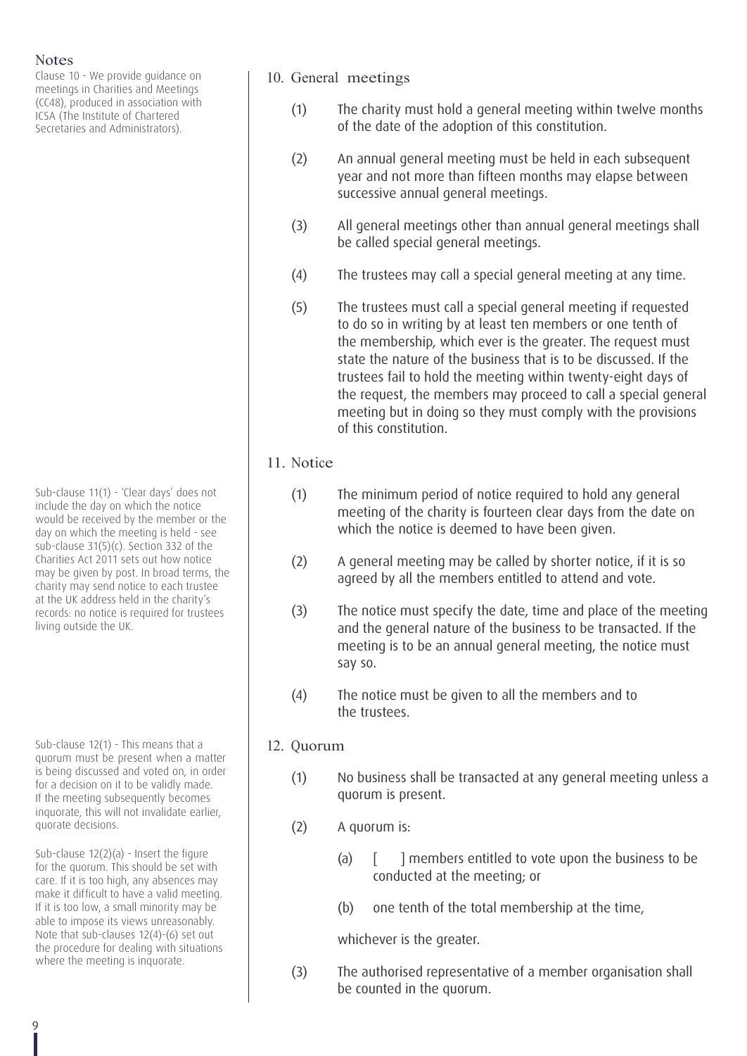## Notes

Clause 10 - We provide guidance on meetings in Charities and Meetings (CC48), produced in association with ICSA (The Institute of Chartered Secretaries and Administrators).

### 10. General meetings

(1) The charity must hold a general meeting within twelve months of the date of the adoption of this constitution.

(2) An annual general meeting must be held in each subsequent year and not more than fifteen months may elapse between successive annual general meetings.

(3) All general meetings other than annual general meetings shall be called special general meetings.

(4) The trustees may call a special general meeting at any time.

(5) The trustees must call a special general meeting if requested to do so in writing by at least ten members or one tenth of the membership, which ever is the greater. The request must state the nature of the business that is to be discussed. If the trustees fail to hold the meeting within twenty-eight days of the request, the members may proceed to call a special general meeting but in doing so they must comply with the provisions of this constitution.

Sub-clause 11(1) - 'Clear days' does not include the day on which the notice would be received by the member or the day on which the meeting is held - see sub-clause 31(5)(c). Section 332 of the Charities Act 2011 sets out how notice may be given by post. In broad terms, the charity may send notice to each trustee at the UK address held in the charity's records: no notice is required for trustees living outside the UK.

### 11. Notice

(1) The minimum period of notice required to hold any general meeting of the charity is fourteen clear days from the date on which the notice is deemed to have been given.

(2) A general meeting may be called by shorter notice, if it is so agreed by all the members entitled to attend and vote.

(3) The notice must specify the date, time and place of the meeting and the general nature of the business to be transacted. If the meeting is to be an annual general meeting, the notice must say so.

(4) The notice must be given to all the members and to the trustees.

Sub-clause 12(1) - This means that a quorum must be present when a matter is being discussed and voted on, in order for a decision on it to be validly made. If the meeting subsequently becomes inquorate, this will not invalidate earlier, quorate decisions.

Sub-clause 12(2)(a) - Insert the figure for the quorum. This should be set with care. If it is too high, any absences may make it difficult to have a valid meeting. If it is too low, a small minority may be able to impose its views unreasonably. Note that sub-clauses 12(4)-(6) set out the procedure for dealing with situations where the meeting is inquorate.

### 12. Quorum

(1) No business shall be transacted at any general meeting unless a quorum is present.

(2) A quorum is:

(a) [ ] members entitled to vote upon the business to be conducted at the meeting; or

(b) one tenth of the total membership at the time,

whichever is the greater.

(3) The authorised representative of a member organisation shall be counted in the quorum.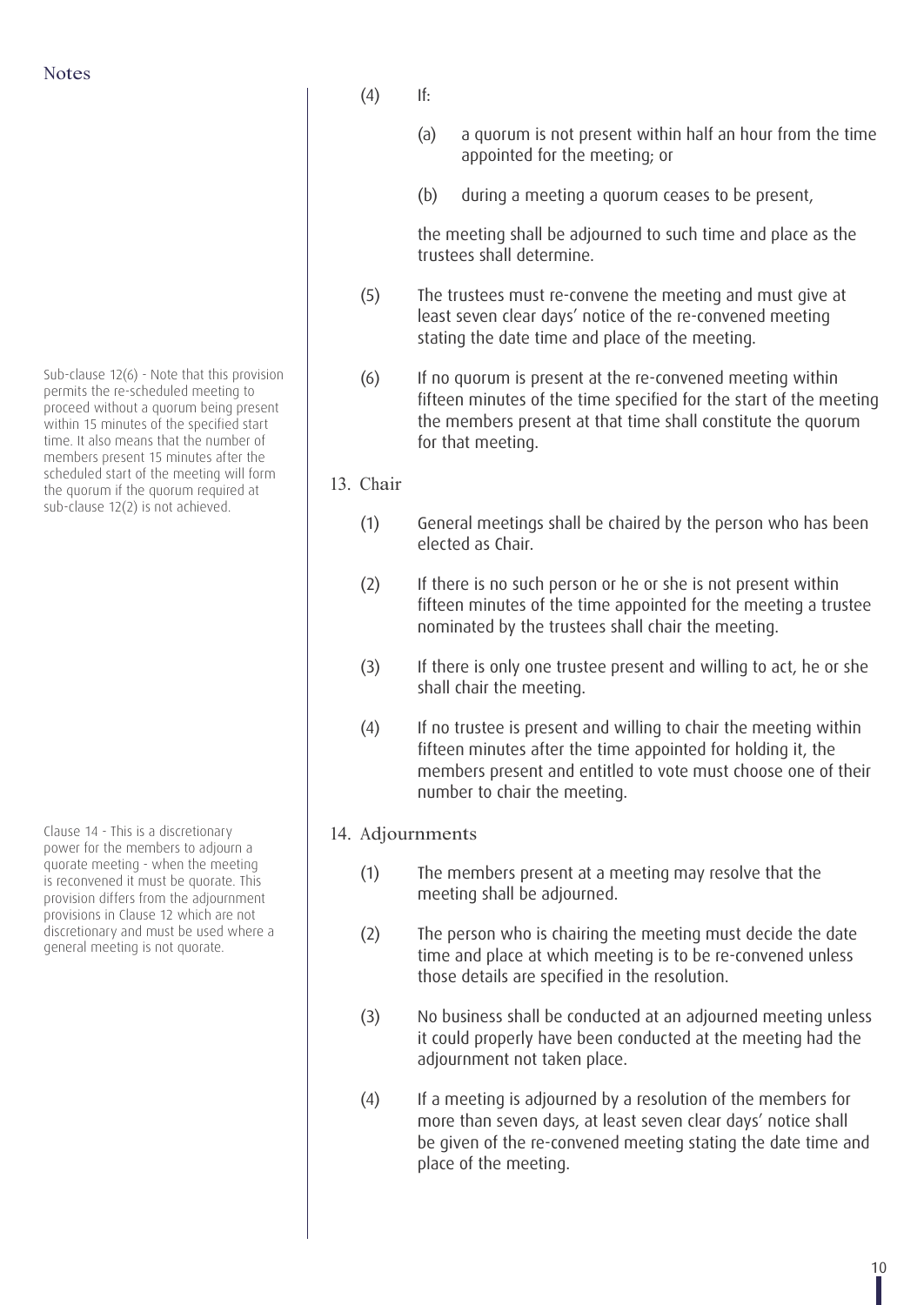Notes

Sub-clause 12(6) - Note that this provision permits the re-scheduled meeting to proceed without a quorum being present within 15 minutes of the specified start time. It also means that the number of members present 15 minutes after the scheduled start of the meeting will form the quorum if the quorum required at sub-clause 12(2) is not achieved.

Clause 14 - This is a discretionary power for the members to adjourn a quorate meeting - when the meeting is reconvened it must be quorate. This provision differs from the adjournment provisions in Clause 12 which are not discretionary and must be used where a general meeting is not quorate.

(4) If:

(a) a quorum is not present within half an hour from the time appointed for the meeting; or

(b) during a meeting a quorum ceases to be present,

the meeting shall be adjourned to such time and place as the trustees shall determine.

(5) The trustees must re-convene the meeting and must give at least seven clear days' notice of the re-convened meeting stating the date time and place of the meeting.

(6) If no quorum is present at the re-convened meeting within fifteen minutes of the time specified for the start of the meeting the members present at that time shall constitute the quorum for that meeting.

## 13. Chair

(1) General meetings shall be chaired by the person who has been elected as Chair.

(2) If there is no such person or he or she is not present within fifteen minutes of the time appointed for the meeting a trustee nominated by the trustees shall chair the meeting.

(3) If there is only one trustee present and willing to act, he or she shall chair the meeting.

(4) If no trustee is present and willing to chair the meeting within fifteen minutes after the time appointed for holding it, the members present and entitled to vote must choose one of their number to chair the meeting.

## 14. Adjournments

(1) The members present at a meeting may resolve that the meeting shall be adjourned.

(2) The person who is chairing the meeting must decide the date time and place at which meeting is to be re-convened unless those details are specified in the resolution.

(3) No business shall be conducted at an adjourned meeting unless it could properly have been conducted at the meeting had the adjournment not taken place.

(4) If a meeting is adjourned by a resolution of the members for more than seven days, at least seven clear days' notice shall be given of the re-convened meeting stating the date time and place of the meeting.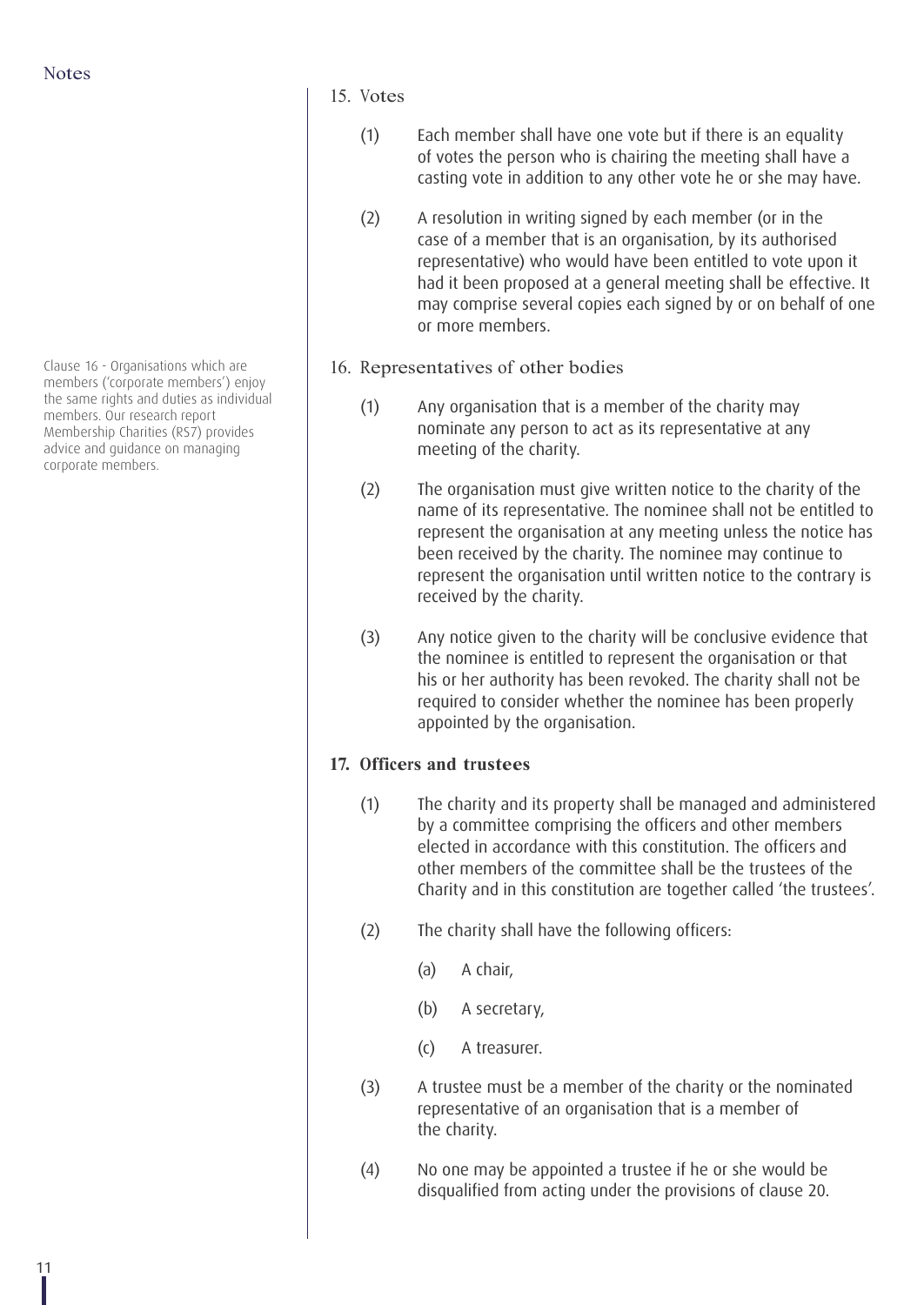Notes

Clause 16 - Organisations which are members ('corporate members') enjoy the same rights and duties as individual members. Our research report Membership Charities (RS7) provides advice and guidance on managing corporate members.

## 15. Votes

(1) Each member shall have one vote but if there is an equality of votes the person who is chairing the meeting shall have a casting vote in addition to any other vote he or she may have.

(2) A resolution in writing signed by each member (or in the case of a member that is an organisation, by its authorised representative) who would have been entitled to vote upon it had it been proposed at a general meeting shall be effective. It may comprise several copies each signed by or on behalf of one or more members.

## 16. Representatives of other bodies

(1) Any organisation that is a member of the charity may nominate any person to act as its representative at any meeting of the charity.

(2) The organisation must give written notice to the charity of the name of its representative. The nominee shall not be entitled to represent the organisation at any meeting unless the notice has been received by the charity. The nominee may continue to represent the organisation until written notice to the contrary is received by the charity.

(3) Any notice given to the charity will be conclusive evidence that the nominee is entitled to represent the organisation or that his or her authority has been revoked. The charity shall not be required to consider whether the nominee has been properly appointed by the organisation.

## 17. Officers and trustees

(1) The charity and its property shall be managed and administered by a committee comprising the officers and other members elected in accordance with this constitution. The officers and other members of the committee shall be the trustees of the Charity and in this constitution are together called 'the trustees'.

(2) The charity shall have the following officers:

(a) A chair,

(b) A secretary,

(c) A treasurer.

(3) A trustee must be a member of the charity or the nominated representative of an organisation that is a member of the charity.

(4) No one may be appointed a trustee if he or she would be disqualified from acting under the provisions of clause 20.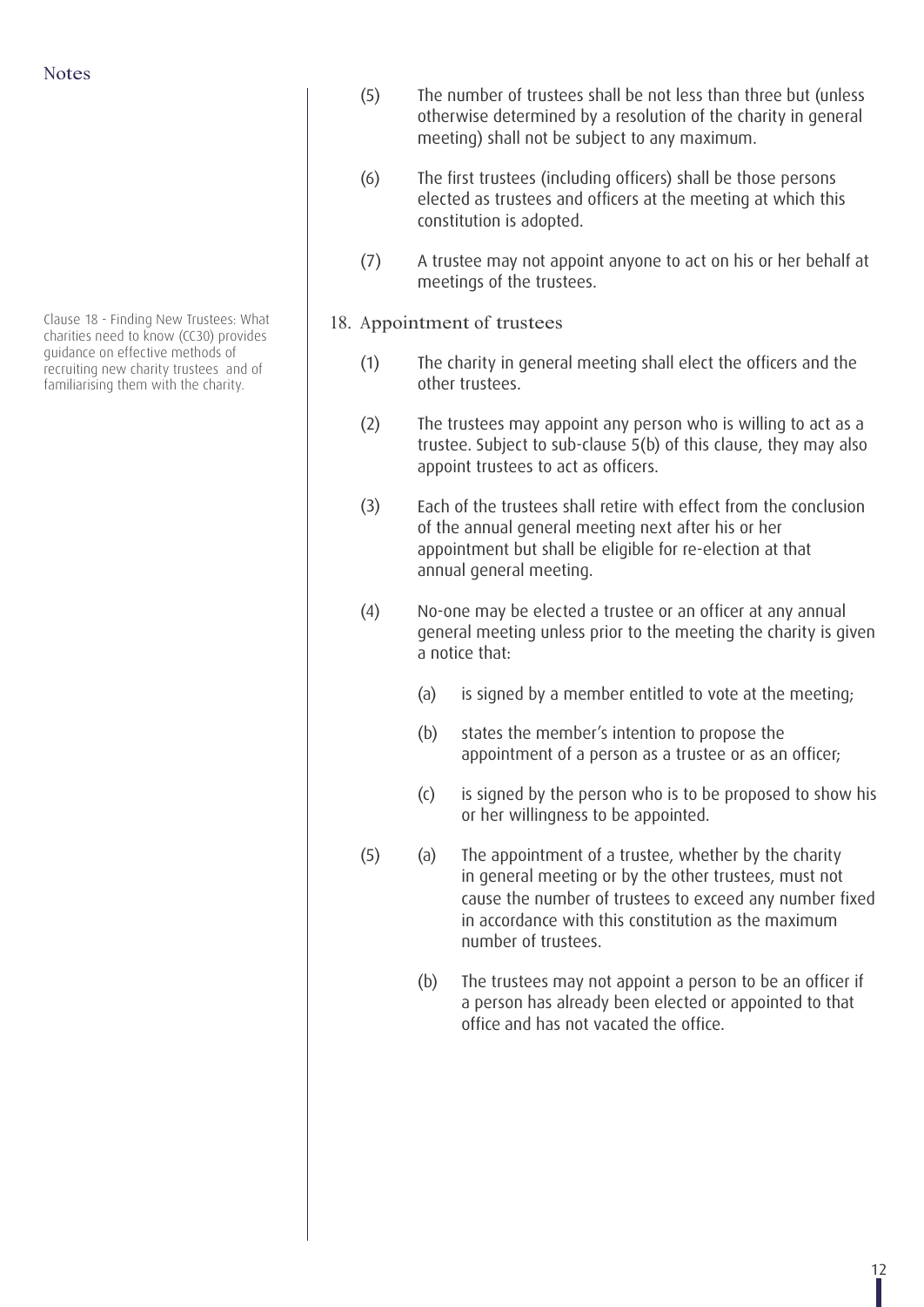Notes

(5) The number of trustees shall be not less than three but (unless otherwise determined by a resolution of the charity in general meeting) shall not be subject to any maximum.

(6) The first trustees (including officers) shall be those persons elected as trustees and officers at the meeting at which this constitution is adopted.

(7) A trustee may not appoint anyone to act on his or her behalf at meetings of the trustees.

Clause 18 - Finding New Trustees: What charities need to know (CC30) provides guidance on effective methods of recruiting new charity trustees and of familiarising them with the charity.

## 18. Appointment of trustees

(1) The charity in general meeting shall elect the officers and the other trustees.

(2) The trustees may appoint any person who is willing to act as a trustee. Subject to sub-clause 5(b) of this clause, they may also appoint trustees to act as officers.

(3) Each of the trustees shall retire with effect from the conclusion of the annual general meeting next after his or her appointment but shall be eligible for re-election at that annual general meeting.

(4) No-one may be elected a trustee or an officer at any annual general meeting unless prior to the meeting the charity is given a notice that:

- (a) is signed by a member entitled to vote at the meeting;
- (b) states the member's intention to propose the appointment of a person as a trustee or as an officer;
- (c) is signed by the person who is to be proposed to show his or her willingness to be appointed.

(5) (a) The appointment of a trustee, whether by the charity in general meeting or by the other trustees, must not cause the number of trustees to exceed any number fixed in accordance with this constitution as the maximum number of trustees.

(b) The trustees may not appoint a person to be an officer if a person has already been elected or appointed to that office and has not vacated the office.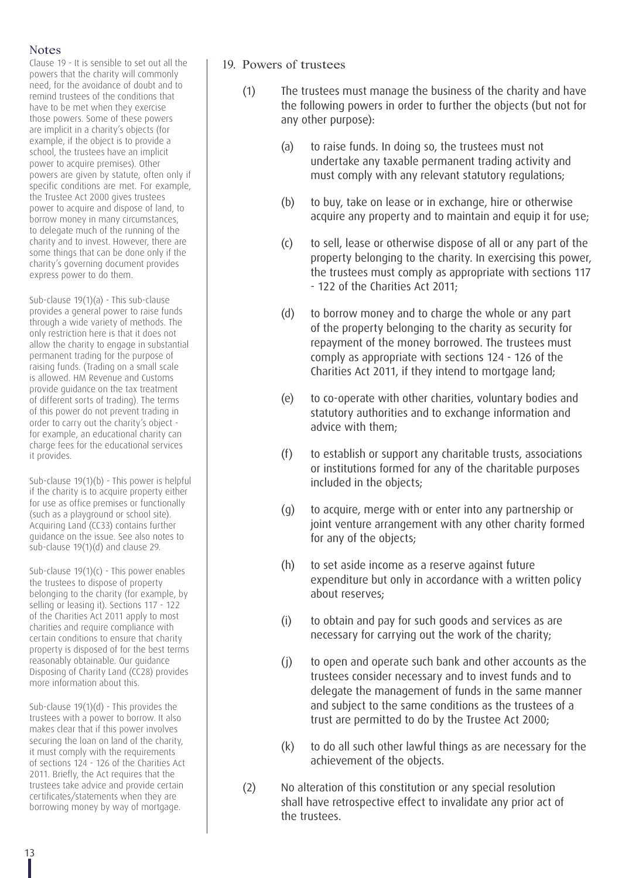## Notes

Clause 19 - It is sensible to set out all the powers that the charity will commonly need, for the avoidance of doubt and to remind trustees of the conditions that have to be met when they exercise those powers. Some of these powers are implicit in a charity's objects (for example, if the object is to provide a school, the trustees have an implicit power to acquire premises). Other powers are given by statute, often only if specific conditions are met. For example, the Trustee Act 2000 gives trustees power to acquire and dispose of land, to borrow money in many circumstances, to delegate much of the running of the charity and to invest. However, there are some things that can be done only if the charity's governing document provides express power to do them.

Sub-clause 19(1)(a) - This sub-clause provides a general power to raise funds through a wide variety of methods. The only restriction here is that it does not allow the charity to engage in substantial permanent trading for the purpose of raising funds. (Trading on a small scale is allowed. HM Revenue and Customs provide guidance on the tax treatment of different sorts of trading). The terms of this power do not prevent trading in order to carry out the charity's object - for example, an educational charity can charge fees for the educational services it provides.

Sub-clause 19(1)(b) - This power is helpful if the charity is to acquire property either for use as office premises or functionally (such as a playground or school site). Acquiring Land (CC33) contains further guidance on the issue. See also notes to sub-clause 19(1)(d) and clause 29.

Sub-clause 19(1)(c) - This power enables the trustees to dispose of property belonging to the charity (for example, by selling or leasing it). Sections 117 - 122 of the Charities Act 2011 apply to most charities and require compliance with certain conditions to ensure that charity property is disposed of for the best terms reasonably obtainable. Our guidance Disposing of Charity Land (CC28) provides more information about this.

Sub-clause 19(1)(d) - This provides the trustees with a power to borrow. It also makes clear that if this power involves securing the loan on land of the charity, it must comply with the requirements of sections 124 - 126 of the Charities Act 2011. Briefly, the Act requires that the trustees take advice and provide certain certificates/statements when they are borrowing money by way of mortgage.

## 19. Powers of trustees

(1) The trustees must manage the business of the charity and have the following powers in order to further the objects (but not for any other purpose):

(a) to raise funds. In doing so, the trustees must not undertake any taxable permanent trading activity and must comply with any relevant statutory regulations;

(b) to buy, take on lease or in exchange, hire or otherwise acquire any property and to maintain and equip it for use;

(c) to sell, lease or otherwise dispose of all or any part of the property belonging to the charity. In exercising this power, the trustees must comply as appropriate with sections 117 - 122 of the Charities Act 2011;

(d) to borrow money and to charge the whole or any part of the property belonging to the charity as security for repayment of the money borrowed. The trustees must comply as appropriate with sections 124 - 126 of the Charities Act 2011, if they intend to mortgage land;

(e) to co-operate with other charities, voluntary bodies and statutory authorities and to exchange information and advice with them;

(f) to establish or support any charitable trusts, associations or institutions formed for any of the charitable purposes included in the objects;

(g) to acquire, merge with or enter into any partnership or joint venture arrangement with any other charity formed for any of the objects;

(h) to set aside income as a reserve against future expenditure but only in accordance with a written policy about reserves;

(i) to obtain and pay for such goods and services as are necessary for carrying out the work of the charity;

(j) to open and operate such bank and other accounts as the trustees consider necessary and to invest funds and to delegate the management of funds in the same manner and subject to the same conditions as the trustees of a trust are permitted to do by the Trustee Act 2000;

(k) to do all such other lawful things as are necessary for the achievement of the objects.

(2) No alteration of this constitution or any special resolution shall have retrospective effect to invalidate any prior act of the trustees.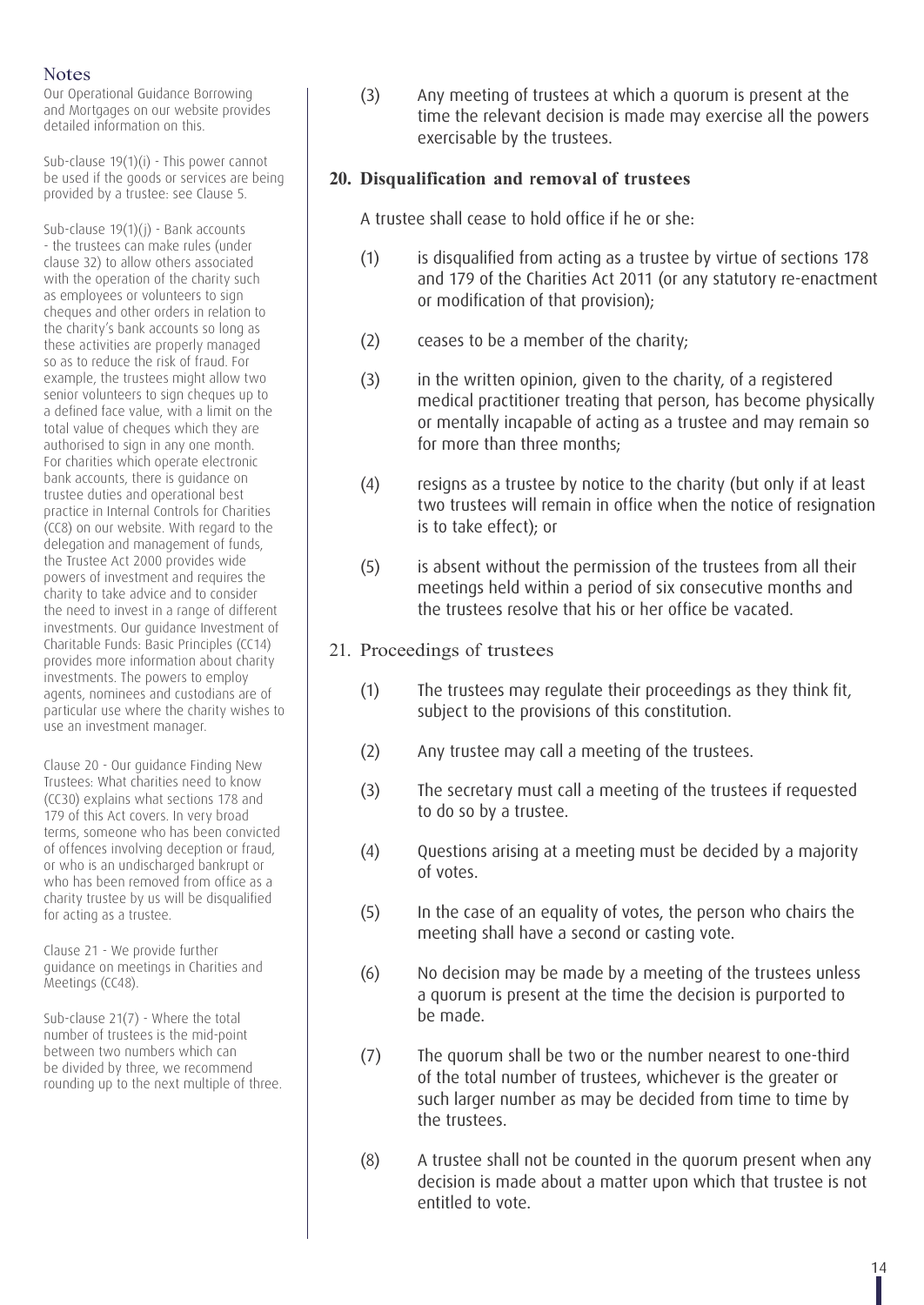## Notes

Our Operational Guidance Borrowing and Mortgages on our website provides detailed information on this.

Sub-clause 19(1)(i) - This power cannot be used if the goods or services are being provided by a trustee: see Clause 5.

Sub-clause 19(1)(j) - Bank accounts - the trustees can make rules (under clause 32) to allow others associated with the operation of the charity such as employees or volunteers to sign cheques and other orders in relation to the charity's bank accounts so long as these activities are properly managed so as to reduce the risk of fraud. For example, the trustees might allow two senior volunteers to sign cheques up to a defined face value, with a limit on the total value of cheques which they are authorised to sign in any one month. For charities which operate electronic bank accounts, there is guidance on trustee duties and operational best practice in Internal Controls for Charities (CC8) on our website. With regard to the delegation and management of funds, the Trustee Act 2000 provides wide powers of investment and requires the charity to take advice and to consider the need to invest in a range of different investments. Our guidance Investment of Charitable Funds: Basic Principles (CC14) provides more information about charity investments. The powers to employ agents, nominees and custodians are of particular use where the charity wishes to use an investment manager.

Clause 20 - Our guidance Finding New Trustees: What charities need to know (CC30) explains what sections 178 and 179 of this Act covers. In very broad terms, someone who has been convicted of offences involving deception or fraud, or who is an undischarged bankrupt or who has been removed from office as a charity trustee by us will be disqualified for acting as a trustee.

Clause 21 - We provide further guidance on meetings in Charities and Meetings (CC48).

Sub-clause 21(7) - Where the total number of trustees is the mid-point between two numbers which can be divided by three, we recommend rounding up to the next multiple of three.

(3) Any meeting of trustees at which a quorum is present at the time the relevant decision is made may exercise all the powers exercisable by the trustees.

## 20. Disqualification and removal of trustees

A trustee shall cease to hold office if he or she:

(1) is disqualified from acting as a trustee by virtue of sections 178 and 179 of the Charities Act 2011 (or any statutory re-enactment or modification of that provision);

(2) ceases to be a member of the charity;

(3) in the written opinion, given to the charity, of a registered medical practitioner treating that person, has become physically or mentally incapable of acting as a trustee and may remain so for more than three months;

(4) resigns as a trustee by notice to the charity (but only if at least two trustees will remain in office when the notice of resignation is to take effect); or

(5) is absent without the permission of the trustees from all their meetings held within a period of six consecutive months and the trustees resolve that his or her office be vacated.

## 21. Proceedings of trustees

(1) The trustees may regulate their proceedings as they think fit, subject to the provisions of this constitution.

(2) Any trustee may call a meeting of the trustees.

(3) The secretary must call a meeting of the trustees if requested to do so by a trustee.

(4) Questions arising at a meeting must be decided by a majority of votes.

(5) In the case of an equality of votes, the person who chairs the meeting shall have a second or casting vote.

(6) No decision may be made by a meeting of the trustees unless a quorum is present at the time the decision is purported to be made.

(7) The quorum shall be two or the number nearest to one-third of the total number of trustees, whichever is the greater or such larger number as may be decided from time to time by the trustees.

(8) A trustee shall not be counted in the quorum present when any decision is made about a matter upon which that trustee is not entitled to vote.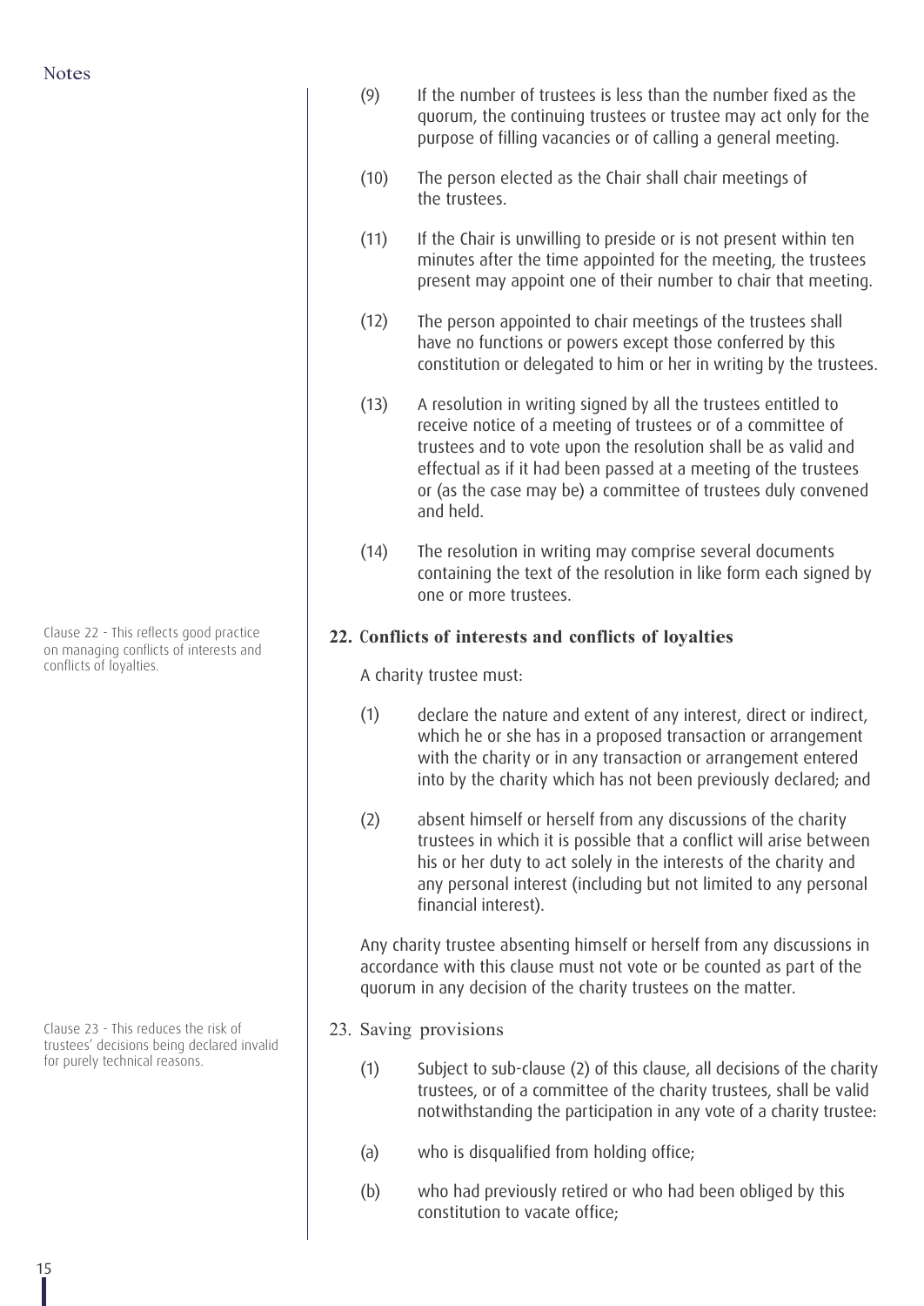Notes

(9) If the number of trustees is less than the number fixed as the quorum, the continuing trustees or trustee may act only for the purpose of filling vacancies or of calling a general meeting.

(10) The person elected as the Chair shall chair meetings of the trustees.

(11) If the Chair is unwilling to preside or is not present within ten minutes after the time appointed for the meeting, the trustees present may appoint one of their number to chair that meeting.

(12) The person appointed to chair meetings of the trustees shall have no functions or powers except those conferred by this constitution or delegated to him or her in writing by the trustees.

(13) A resolution in writing signed by all the trustees entitled to receive notice of a meeting of trustees or of a committee of trustees and to vote upon the resolution shall be as valid and effectual as if it had been passed at a meeting of the trustees or (as the case may be) a committee of trustees duly convened and held.

(14) The resolution in writing may comprise several documents containing the text of the resolution in like form each signed by one or more trustees.

Clause 22 - This reflects good practice on managing conflicts of interests and conflicts of loyalties.

## 22. Conflicts of interests and conflicts of loyalties

A charity trustee must:

(1) declare the nature and extent of any interest, direct or indirect, which he or she has in a proposed transaction or arrangement with the charity or in any transaction or arrangement entered into by the charity which has not been previously declared; and

(2) absent himself or herself from any discussions of the charity trustees in which it is possible that a conflict will arise between his or her duty to act solely in the interests of the charity and any personal interest (including but not limited to any personal financial interest).

Any charity trustee absenting himself or herself from any discussions in accordance with this clause must not vote or be counted as part of the quorum in any decision of the charity trustees on the matter.

Clause 23 - This reduces the risk of trustees' decisions being declared invalid for purely technical reasons.

## 23. Saving provisions

(1) Subject to sub-clause (2) of this clause, all decisions of the charity trustees, or of a committee of the charity trustees, shall be valid notwithstanding the participation in any vote of a charity trustee:

(a) who is disqualified from holding office;

(b) who had previously retired or who had been obliged by this constitution to vacate office;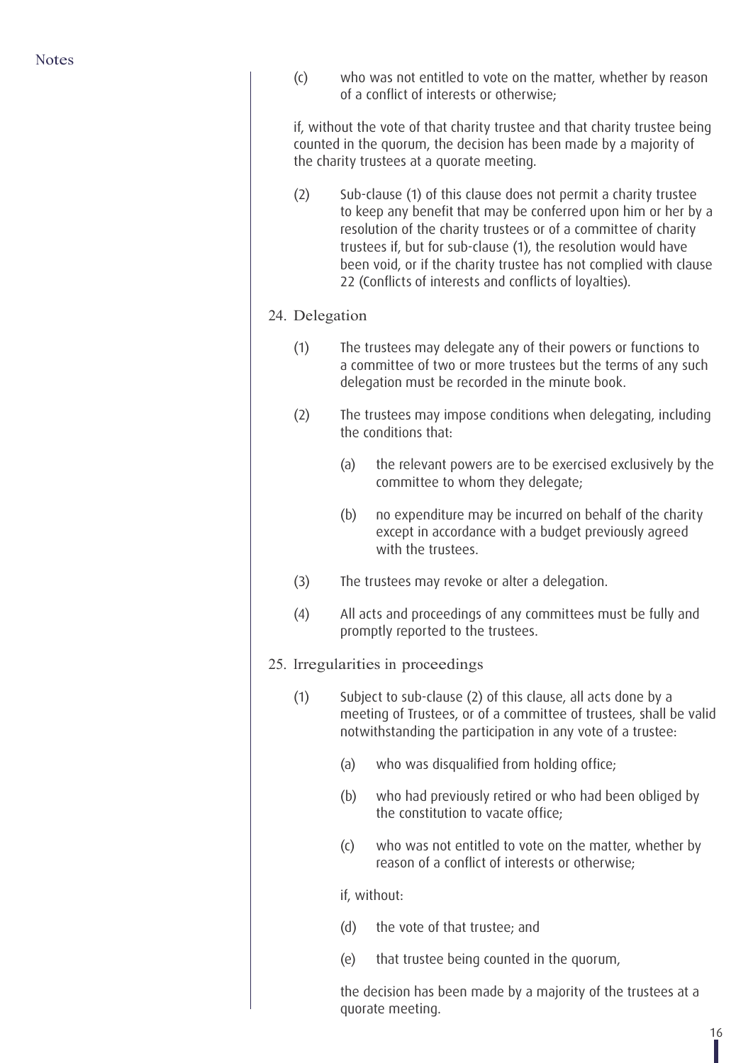Notes

(c) who was not entitled to vote on the matter, whether by reason of a conflict of interests or otherwise;

if, without the vote of that charity trustee and that charity trustee being counted in the quorum, the decision has been made by a majority of the charity trustees at a quorate meeting.

(2) Sub-clause (1) of this clause does not permit a charity trustee to keep any benefit that may be conferred upon him or her by a resolution of the charity trustees or of a committee of charity trustees if, but for sub-clause (1), the resolution would have been void, or if the charity trustee has not complied with clause 22 (Conflicts of interests and conflicts of loyalties).

## 24. Delegation

(1) The trustees may delegate any of their powers or functions to a committee of two or more trustees but the terms of any such delegation must be recorded in the minute book.

(2) The trustees may impose conditions when delegating, including the conditions that:

(a) the relevant powers are to be exercised exclusively by the committee to whom they delegate;

(b) no expenditure may be incurred on behalf of the charity except in accordance with a budget previously agreed with the trustees.

(3) The trustees may revoke or alter a delegation.

(4) All acts and proceedings of any committees must be fully and promptly reported to the trustees.

## 25. Irregularities in proceedings

(1) Subject to sub-clause (2) of this clause, all acts done by a meeting of Trustees, or of a committee of trustees, shall be valid notwithstanding the participation in any vote of a trustee:

(a) who was disqualified from holding office;

(b) who had previously retired or who had been obliged by the constitution to vacate office;

(c) who was not entitled to vote on the matter, whether by reason of a conflict of interests or otherwise;

if, without:

(d) the vote of that trustee; and

(e) that trustee being counted in the quorum,

the decision has been made by a majority of the trustees at a quorate meeting.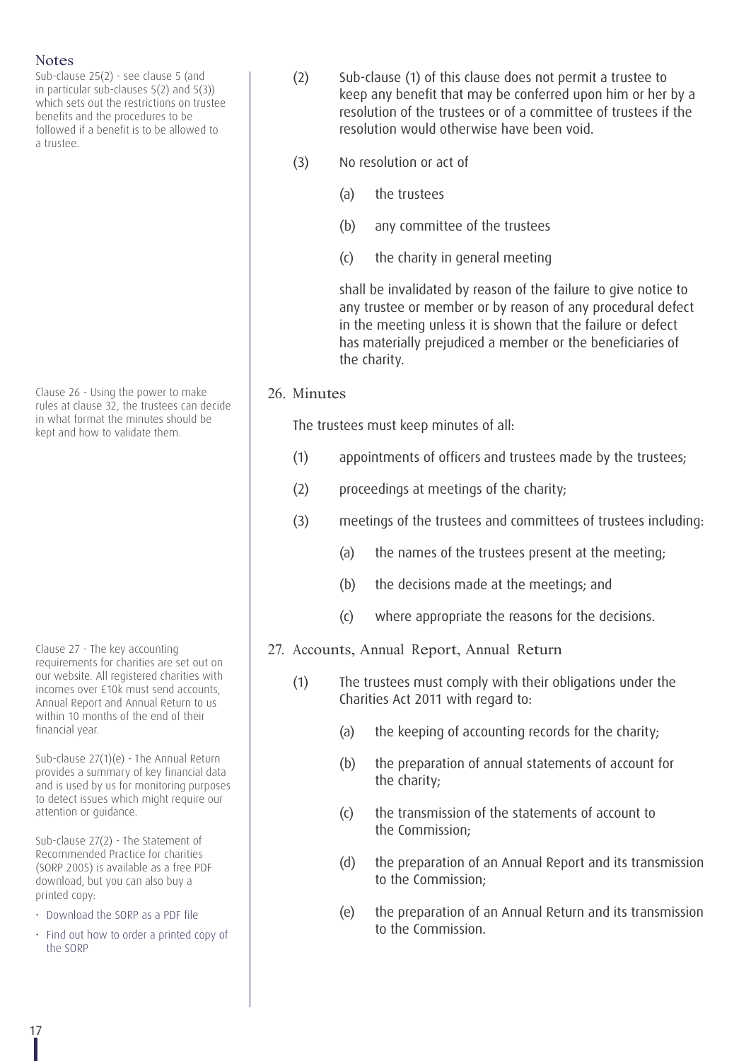(2) Sub-clause (1) of this clause does not permit a trustee to keep any benefit that may be conferred upon him or her by a resolution of the trustees or of a committee of trustees if the resolution would otherwise have been void.

(3) No resolution or act of

(a) the trustees

(b) any committee of the trustees

(c) the charity in general meeting

shall be invalidated by reason of the failure to give notice to any trustee or member or by reason of any procedural defect in the meeting unless it is shown that the failure or defect has materially prejudiced a member or the beneficiaries of the charity.

## 26. Minutes

The trustees must keep minutes of all:

(1) appointments of officers and trustees made by the trustees;

(2) proceedings at meetings of the charity;

(3) meetings of the trustees and committees of trustees including:

(a) the names of the trustees present at the meeting;

(b) the decisions made at the meetings; and

(c) where appropriate the reasons for the decisions.

## 27. Accounts, Annual Report, Annual Return

(1) The trustees must comply with their obligations under the Charities Act 2011 with regard to:

(a) the keeping of accounting records for the charity;

(b) the preparation of annual statements of account for the charity;

(c) the transmission of the statements of account to the Commission;

(d) the preparation of an Annual Report and its transmission to the Commission;

(e) the preparation of an Annual Return and its transmission to the Commission.

### Notes

Sub-clause 25(2) - see clause 5 (and in particular sub-clauses 5(2) and 5(3)) which sets out the restrictions on trustee benefits and the procedures to be followed if a benefit is to be allowed to a trustee.

Clause 26 - Using the power to make rules at clause 32, the trustees can decide in what format the minutes should be kept and how to validate them.

Clause 27 - The key accounting requirements for charities are set out on our website. All registered charities with incomes over £10k must send accounts, Annual Report and Annual Return to us within 10 months of the end of their financial year.

Sub-clause 27(1)(e) - The Annual Return provides a summary of key financial data and is used by us for monitoring purposes to detect issues which might require our attention or guidance.

Sub-clause 27(2) - The Statement of Recommended Practice for charities (SORP 2005) is available as a free PDF download, but you can also buy a printed copy:

- Download the SORP as a PDF file
- Find out how to order a printed copy of the SORP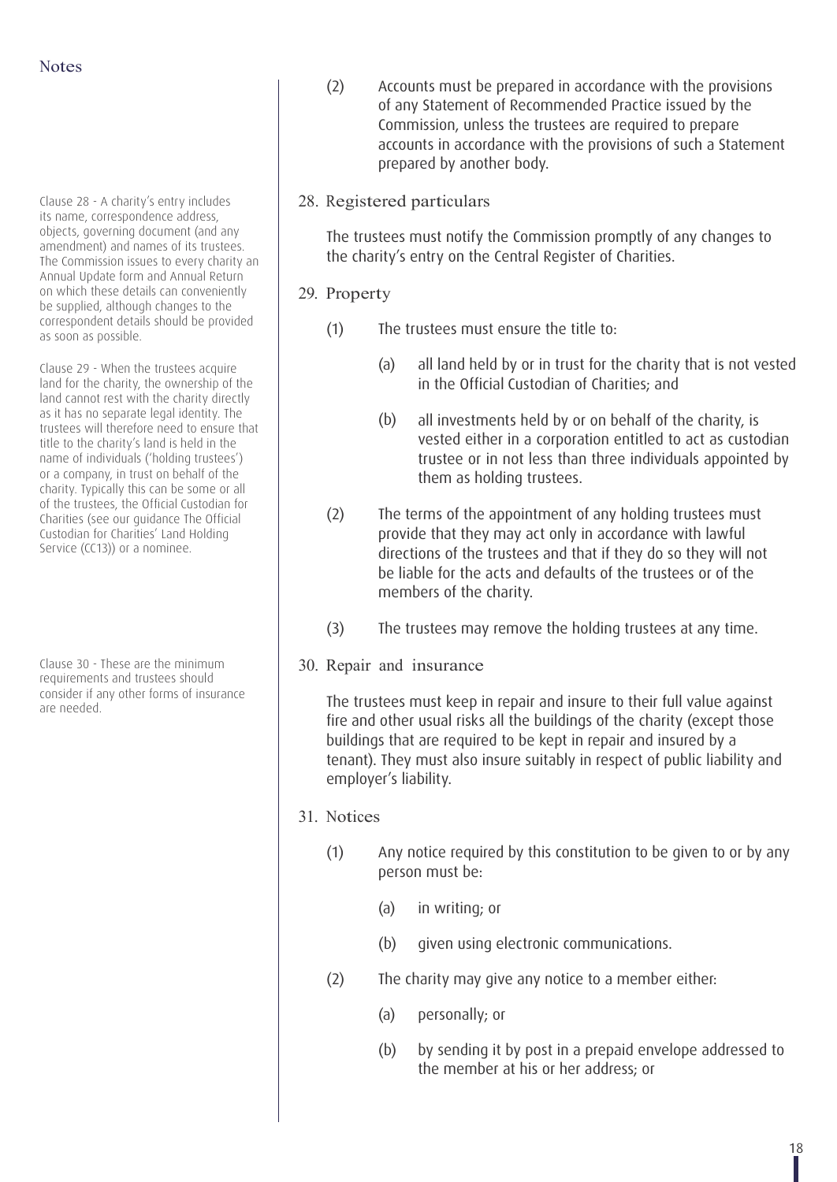Notes

Clause 28 - A charity's entry includes its name, correspondence address, objects, governing document (and any amendment) and names of its trustees. The Commission issues to every charity an Annual Update form and Annual Return on which these details can conveniently be supplied, although changes to the correspondent details should be provided as soon as possible.

Clause 29 - When the trustees acquire land for the charity, the ownership of the land cannot rest with the charity directly as it has no separate legal identity. The trustees will therefore need to ensure that title to the charity's land is held in the name of individuals ('holding trustees') or a company, in trust on behalf of the charity. Typically this can be some or all of the trustees, the Official Custodian for Charities (see our guidance The Official Custodian for Charities' Land Holding Service (CC13)) or a nominee.

Clause 30 - These are the minimum requirements and trustees should consider if any other forms of insurance are needed.

(2) Accounts must be prepared in accordance with the provisions of any Statement of Recommended Practice issued by the Commission, unless the trustees are required to prepare accounts in accordance with the provisions of such a Statement prepared by another body.

## 28. Registered particulars

The trustees must notify the Commission promptly of any changes to the charity's entry on the Central Register of Charities.

## 29. Property

(1) The trustees must ensure the title to:

(a) all land held by or in trust for the charity that is not vested in the Official Custodian of Charities; and

(b) all investments held by or on behalf of the charity, is vested either in a corporation entitled to act as custodian trustee or in not less than three individuals appointed by them as holding trustees.

(2) The terms of the appointment of any holding trustees must provide that they may act only in accordance with lawful directions of the trustees and that if they do so they will not be liable for the acts and defaults of the trustees or of the members of the charity.

(3) The trustees may remove the holding trustees at any time.

## 30. Repair and insurance

The trustees must keep in repair and insure to their full value against fire and other usual risks all the buildings of the charity (except those buildings that are required to be kept in repair and insured by a tenant). They must also insure suitably in respect of public liability and employer's liability.

## 31. Notices

(1) Any notice required by this constitution to be given to or by any person must be:

(a) in writing; or

(b) given using electronic communications.

(2) The charity may give any notice to a member either:

(a) personally; or

(b) by sending it by post in a prepaid envelope addressed to the member at his or her address; or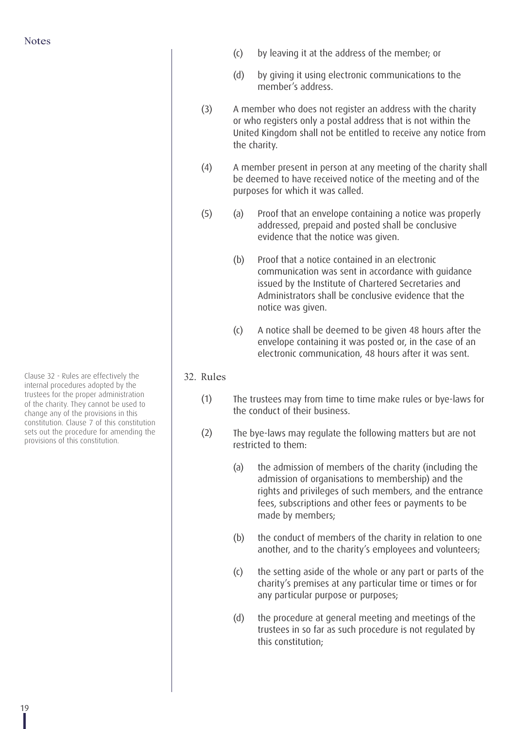Notes

(c) by leaving it at the address of the member; or

(d) by giving it using electronic communications to the member's address.

(3) A member who does not register an address with the charity or who registers only a postal address that is not within the United Kingdom shall not be entitled to receive any notice from the charity.

(4) A member present in person at any meeting of the charity shall be deemed to have received notice of the meeting and of the purposes for which it was called.

(5) (a) Proof that an envelope containing a notice was properly addressed, prepaid and posted shall be conclusive evidence that the notice was given.

(b) Proof that a notice contained in an electronic communication was sent in accordance with guidance issued by the Institute of Chartered Secretaries and Administrators shall be conclusive evidence that the notice was given.

(c) A notice shall be deemed to be given 48 hours after the envelope containing it was posted or, in the case of an electronic communication, 48 hours after it was sent.

Clause 32 - Rules are effectively the internal procedures adopted by the trustees for the proper administration of the charity. They cannot be used to change any of the provisions in this constitution. Clause 7 of this constitution sets out the procedure for amending the provisions of this constitution.

## 32. Rules

(1) The trustees may from time to time make rules or bye-laws for the conduct of their business.

(2) The bye-laws may regulate the following matters but are not restricted to them:

(a) the admission of members of the charity (including the admission of organisations to membership) and the rights and privileges of such members, and the entrance fees, subscriptions and other fees or payments to be made by members;

(b) the conduct of members of the charity in relation to one another, and to the charity's employees and volunteers;

(c) the setting aside of the whole or any part or parts of the charity's premises at any particular time or times or for any particular purpose or purposes;

(d) the procedure at general meeting and meetings of the trustees in so far as such procedure is not regulated by this constitution;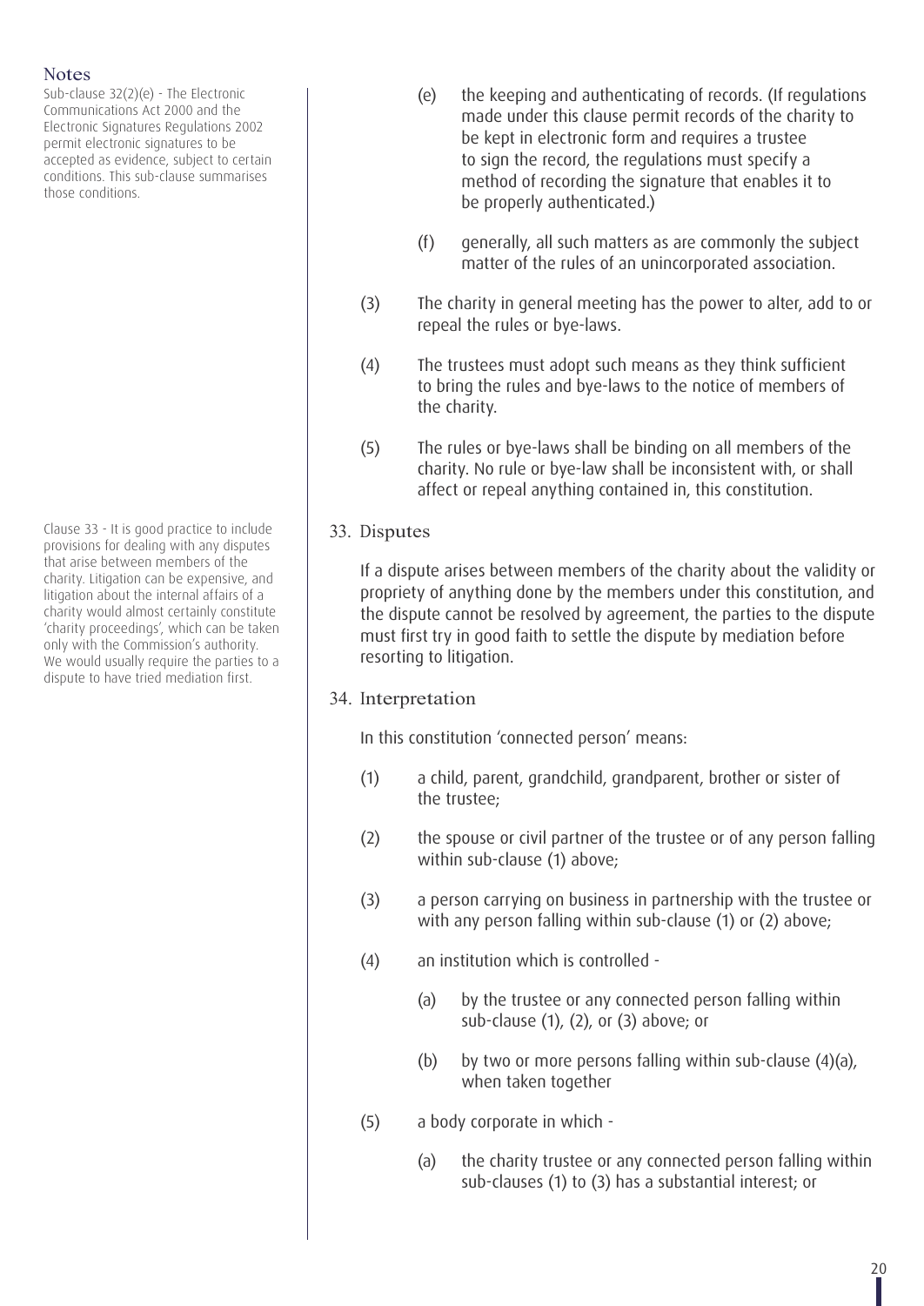## Notes

Sub-clause 32(2)(e) - The Electronic Communications Act 2000 and the Electronic Signatures Regulations 2002 permit electronic signatures to be accepted as evidence, subject to certain conditions. This sub-clause summarises those conditions.

Clause 33 - It is good practice to include provisions for dealing with any disputes that arise between members of the charity. Litigation can be expensive, and litigation about the internal affairs of a charity would almost certainly constitute 'charity proceedings', which can be taken only with the Commission's authority. We would usually require the parties to a dispute to have tried mediation first.

(e) the keeping and authenticating of records. (If regulations made under this clause permit records of the charity to be kept in electronic form and requires a trustee to sign the record, the regulations must specify a method of recording the signature that enables it to be properly authenticated.)

(f) generally, all such matters as are commonly the subject matter of the rules of an unincorporated association.

(3) The charity in general meeting has the power to alter, add to or repeal the rules or bye-laws.

(4) The trustees must adopt such means as they think sufficient to bring the rules and bye-laws to the notice of members of the charity.

(5) The rules or bye-laws shall be binding on all members of the charity. No rule or bye-law shall be inconsistent with, or shall affect or repeal anything contained in, this constitution.

## 33. Disputes

If a dispute arises between members of the charity about the validity or propriety of anything done by the members under this constitution, and the dispute cannot be resolved by agreement, the parties to the dispute must first try in good faith to settle the dispute by mediation before resorting to litigation.

## 34. Interpretation

In this constitution 'connected person' means:

(1) a child, parent, grandchild, grandparent, brother or sister of the trustee;

(2) the spouse or civil partner of the trustee or of any person falling within sub-clause (1) above;

(3) a person carrying on business in partnership with the trustee or with any person falling within sub-clause (1) or (2) above;

(4) an institution which is controlled -

(a) by the trustee or any connected person falling within sub-clause (1), (2), or (3) above; or

(b) by two or more persons falling within sub-clause (4)(a), when taken together

(5) a body corporate in which -

(a) the charity trustee or any connected person falling within sub-clauses (1) to (3) has a substantial interest; or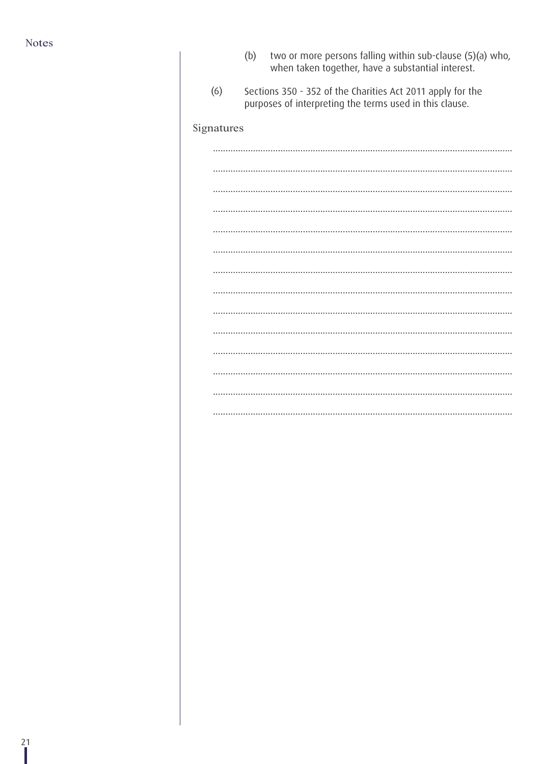Notes

(b) two or more persons falling within sub-clause (5)(a) who, when taken together, have a substantial interest.

(6) Sections 350 - 352 of the Charities Act 2011 apply for the purposes of interpreting the terms used in this clause.

## Signatures

..............................................................................................................

..............................................................................................................

..............................................................................................................

..............................................................................................................

..............................................................................................................

..............................................................................................................

..............................................................................................................

..............................................................................................................

..............................................................................................................

..............................................................................................................

..............................................................................................................

..............................................................................................................

..............................................................................................................

..............................................................................................................